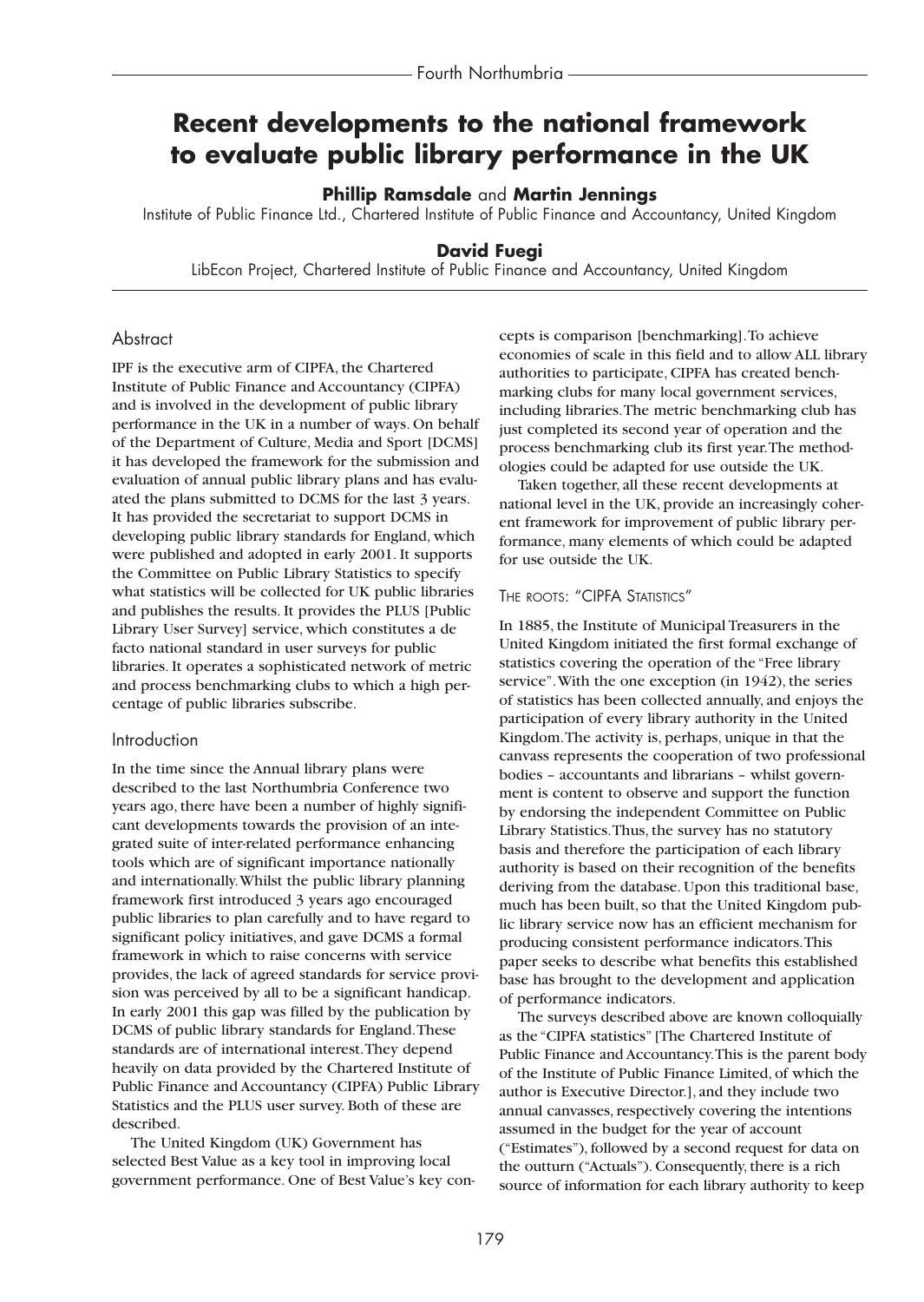# Recent developments to the national framework to evaluate public library performance in the UK

**Phillip Ramsdale** and **Martin Jennings**
Institute of Public Finance Ltd., Chartered Institute of Public Finance and Accountancy, United Kingdom

**David Fuegi**
LibEcon Project, Chartered Institute of Public Finance and Accountancy, United Kingdom

## Abstract

IPF is the executive arm of CIPFA, the Chartered Institute of Public Finance and Accountancy (CIPFA) and is involved in the development of public library performance in the UK in a number of ways. On behalf of the Department of Culture, Media and Sport [DCMS] it has developed the framework for the submission and evaluation of annual public library plans and has evaluated the plans submitted to DCMS for the last 3 years. It has provided the secretariat to support DCMS in developing public library standards for England, which were published and adopted in early 2001. It supports the Committee on Public Library Statistics to specify what statistics will be collected for UK public libraries and publishes the results. It provides the PLUS [Public Library User Survey] service, which constitutes a de facto national standard in user surveys for public libraries. It operates a sophisticated network of metric and process benchmarking clubs to which a high percentage of public libraries subscribe.

## Introduction

In the time since the Annual library plans were described to the last Northumbria Conference two years ago, there have been a number of highly significant developments towards the provision of an integrated suite of inter-related performance enhancing tools which are of significant importance nationally and internationally. Whilst the public library planning framework first introduced 3 years ago encouraged public libraries to plan carefully and to have regard to significant policy initiatives, and gave DCMS a formal framework in which to raise concerns with service provides, the lack of agreed standards for service provision was perceived by all to be a significant handicap. In early 2001 this gap was filled by the publication by DCMS of public library standards for England. These standards are of international interest. They depend heavily on data provided by the Chartered Institute of Public Finance and Accountancy (CIPFA) Public Library Statistics and the PLUS user survey. Both of these are described.

The United Kingdom (UK) Government has selected Best Value as a key tool in improving local government performance. One of Best Value's key concepts is comparison [benchmarking]. To achieve economies of scale in this field and to allow ALL library authorities to participate, CIPFA has created benchmarking clubs for many local government services, including libraries. The metric benchmarking club has just completed its second year of operation and the process benchmarking club its first year. The methodologies could be adapted for use outside the UK.

Taken together, all these recent developments at national level in the UK, provide an increasingly coherent framework for improvement of public library performance, many elements of which could be adapted for use outside the UK.

### The roots: "CIPFA Statistics"

In 1885, the Institute of Municipal Treasurers in the United Kingdom initiated the first formal exchange of statistics covering the operation of the "Free library service". With the one exception (in 1942), the series of statistics has been collected annually, and enjoys the participation of every library authority in the United Kingdom. The activity is, perhaps, unique in that the canvass represents the cooperation of two professional bodies – accountants and librarians – whilst government is content to observe and support the function by endorsing the independent Committee on Public Library Statistics. Thus, the survey has no statutory basis and therefore the participation of each library authority is based on their recognition of the benefits deriving from the database. Upon this traditional base, much has been built, so that the United Kingdom public library service now has an efficient mechanism for producing consistent performance indicators. This paper seeks to describe what benefits this established base has brought to the development and application of performance indicators.

The surveys described above are known colloquially as the "CIPFA statistics" [The Chartered Institute of Public Finance and Accountancy. This is the parent body of the Institute of Public Finance Limited, of which the author is Executive Director.], and they include two annual canvasses, respectively covering the intentions assumed in the budget for the year of account ("Estimates"), followed by a second request for data on the outturn ("Actuals"). Consequently, there is a rich source of information for each library authority to keep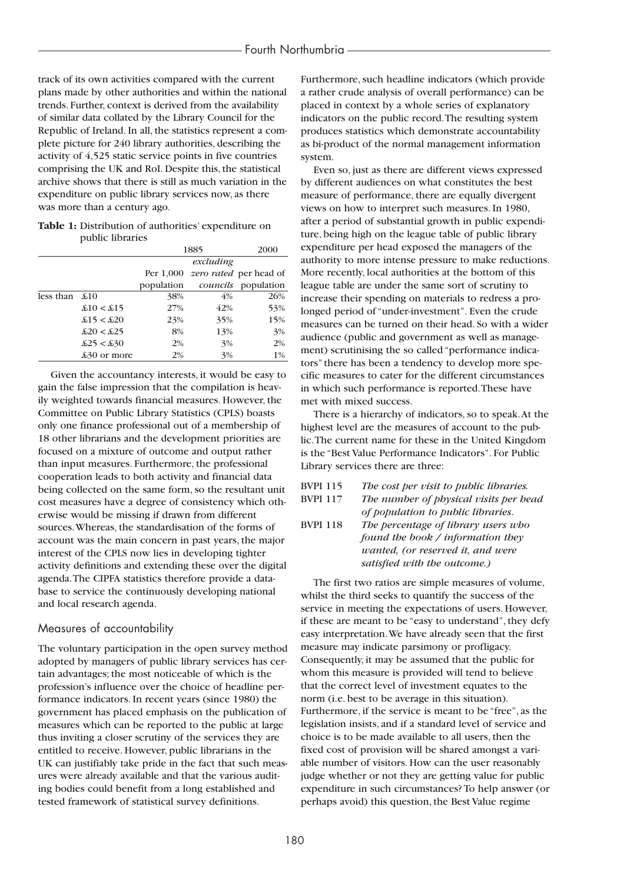track of its own activities compared with the current plans made by other authorities and within the national trends. Further, context is derived from the availability of similar data collated by the Library Council for the Republic of Ireland. In all, the statistics represent a complete picture for 240 library authorities, describing the activity of 4,525 static service points in five countries comprising the UK and RoI. Despite this, the statistical archive shows that there is still as much variation in the expenditure on public library services now, as there was more than a century ago.

**Table 1:** Distribution of authorities' expenditure on public libraries

| | | 1885 | | 2000 |
|---|---|---|---|---|
| | | | *excluding* | |
| | | Per 1,000 population | *zero rated councils* | per head of population |
| less than | £10 | 38% | 4% | 26% |
| | £10 < £15 | 27% | 42% | 53% |
| | £15 < £20 | 23% | 35% | 15% |
| | £20 < £25 | 8% | 13% | 3% |
| | £25 < £30 | 2% | 3% | 2% |
| | £30 or more | 2% | 3% | 1% |

Given the accountancy interests, it would be easy to gain the false impression that the compilation is heavily weighted towards financial measures. However, the Committee on Public Library Statistics (CPLS) boasts only one finance professional out of a membership of 18 other librarians and the development priorities are focused on a mixture of outcome and output rather than input measures. Furthermore, the professional cooperation leads to both activity and financial data being collected on the same form, so the resultant unit cost measures have a degree of consistency which otherwise would be missing if drawn from different sources. Whereas, the standardisation of the forms of account was the main concern in past years, the major interest of the CPLS now lies in developing tighter activity definitions and extending these over the digital agenda. The CIPFA statistics therefore provide a database to service the continuously developing national and local research agenda.

## Measures of accountability

The voluntary participation in the open survey method adopted by managers of public library services has certain advantages; the most noticeable of which is the profession's influence over the choice of headline performance indicators. In recent years (since 1980) the government has placed emphasis on the publication of measures which can be reported to the public at large thus inviting a closer scrutiny of the services they are entitled to receive. However, public librarians in the UK can justifiably take pride in the fact that such measures were already available and that the various auditing bodies could benefit from a long established and tested framework of statistical survey definitions.

Furthermore, such headline indicators (which provide a rather crude analysis of overall performance) can be placed in context by a whole series of explanatory indicators on the public record. The resulting system produces statistics which demonstrate accountability as bi-product of the normal management information system.

Even so, just as there are different views expressed by different audiences on what constitutes the best measure of performance, there are equally divergent views on how to interpret such measures. In 1980, after a period of substantial growth in public expenditure, being high on the league table of public library expenditure per head exposed the managers of the authority to more intense pressure to make reductions. More recently, local authorities at the bottom of this league table are under the same sort of scrutiny to increase their spending on materials to redress a prolonged period of "under-investment". Even the crude measures can be turned on their head. So with a wider audience (public and government as well as management) scrutinising the so called "performance indicators" there has been a tendency to develop more specific measures to cater for the different circumstances in which such performance is reported. These have met with mixed success.

There is a hierarchy of indicators, so to speak. At the highest level are the measures of account to the public. The current name for these in the United Kingdom is the "Best Value Performance Indicators". For Public Library services there are three:

- BVPI 115 — *The cost per visit to public libraries.*
- BVPI 117 — *The number of physical visits per head of population to public libraries.*
- BVPI 118 — *The percentage of library users who found the book / information they wanted, (or reserved it, and were satisfied with the outcome.)*

The first two ratios are simple measures of volume, whilst the third seeks to quantify the success of the service in meeting the expectations of users. However, if these are meant to be "easy to understand", they defy easy interpretation. We have already seen that the first measure may indicate parsimony or profligacy. Consequently, it may be assumed that the public for whom this measure is provided will tend to believe that the correct level of investment equates to the norm (i.e. best to be average in this situation). Furthermore, if the service is meant to be "free", as the legislation insists, and if a standard level of service and choice is to be made available to all users, then the fixed cost of provision will be shared amongst a variable number of visitors. How can the user reasonably judge whether or not they are getting value for public expenditure in such circumstances? To help answer (or perhaps avoid) this question, the Best Value regime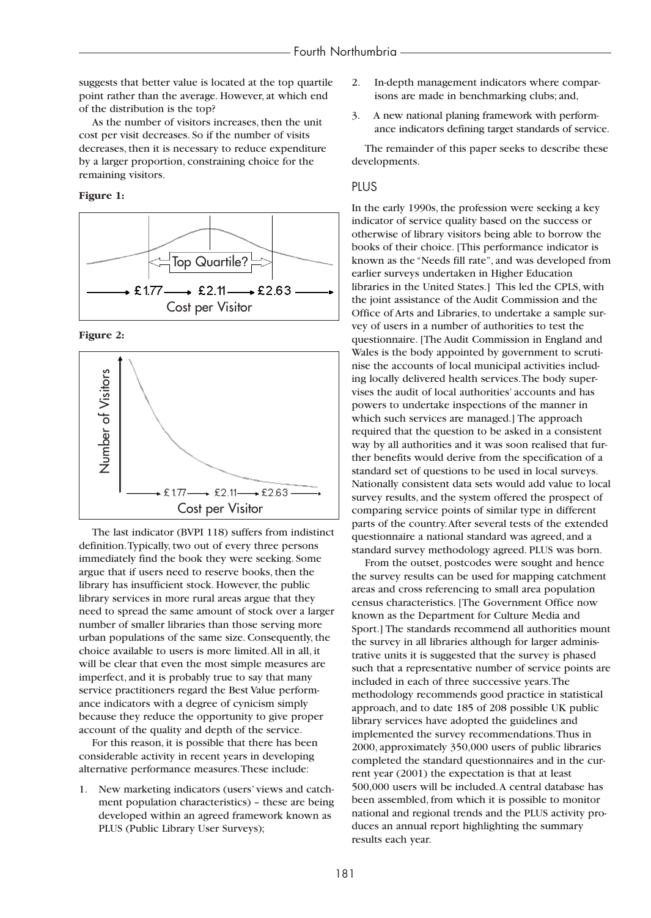suggests that better value is located at the top quartile point rather than the average. However, at which end of the distribution is the top?

As the number of visitors increases, then the unit cost per visit decreases. So if the number of visits decreases, then it is necessary to reduce expenditure by a larger proportion, constraining choice for the remaining visitors.

**Figure 1:**

Top Quartile?

£1.77 → £2.11 → £2.63

Cost per Visitor

**Figure 2:**

Number of Visitors

£1.77 → £2.11 → £2.63

Cost per Visitor

The last indicator (BVPI 118) suffers from indistinct definition. Typically, two out of every three persons immediately find the book they were seeking. Some argue that if users need to reserve books, then the library has insufficient stock. However, the public library services in more rural areas argue that they need to spread the same amount of stock over a larger number of smaller libraries than those serving more urban populations of the same size. Consequently, the choice available to users is more limited. All in all, it will be clear that even the most simple measures are imperfect, and it is probably true to say that many service practitioners regard the Best Value performance indicators with a degree of cynicism simply because they reduce the opportunity to give proper account of the quality and depth of the service.

For this reason, it is possible that there has been considerable activity in recent years in developing alternative performance measures. These include:

1. New marketing indicators (users' views and catchment population characteristics) – these are being developed within an agreed framework known as PLUS (Public Library User Surveys);
2. In-depth management indicators where comparisons are made in benchmarking clubs; and,
3. A new national planing framework with performance indicators defining target standards of service.

The remainder of this paper seeks to describe these developments.

## PLUS

In the early 1990s, the profession were seeking a key indicator of service quality based on the success or otherwise of library visitors being able to borrow the books of their choice. [This performance indicator is known as the "Needs fill rate", and was developed from earlier surveys undertaken in Higher Education libraries in the United States.] This led the CPLS, with the joint assistance of the Audit Commission and the Office of Arts and Libraries, to undertake a sample survey of users in a number of authorities to test the questionnaire. [The Audit Commission in England and Wales is the body appointed by government to scrutinise the accounts of local municipal activities including locally delivered health services. The body supervises the audit of local authorities' accounts and has powers to undertake inspections of the manner in which such services are managed.] The approach required that the question to be asked in a consistent way by all authorities and it was soon realised that further benefits would derive from the specification of a standard set of questions to be used in local surveys. Nationally consistent data sets would add value to local survey results, and the system offered the prospect of comparing service points of similar type in different parts of the country. After several tests of the extended questionnaire a national standard was agreed, and a standard survey methodology agreed. PLUS was born.

From the outset, postcodes were sought and hence the survey results can be used for mapping catchment areas and cross referencing to small area population census characteristics. [The Government Office now known as the Department for Culture Media and Sport.] The standards recommend all authorities mount the survey in all libraries although for larger administrative units it is suggested that the survey is phased such that a representative number of service points are included in each of three successive years. The methodology recommends good practice in statistical approach, and to date 185 of 208 possible UK public library services have adopted the guidelines and implemented the survey recommendations. Thus in 2000, approximately 350,000 users of public libraries completed the standard questionnaires and in the current year (2001) the expectation is that at least 500,000 users will be included. A central database has been assembled, from which it is possible to monitor national and regional trends and the PLUS activity produces an annual report highlighting the summary results each year.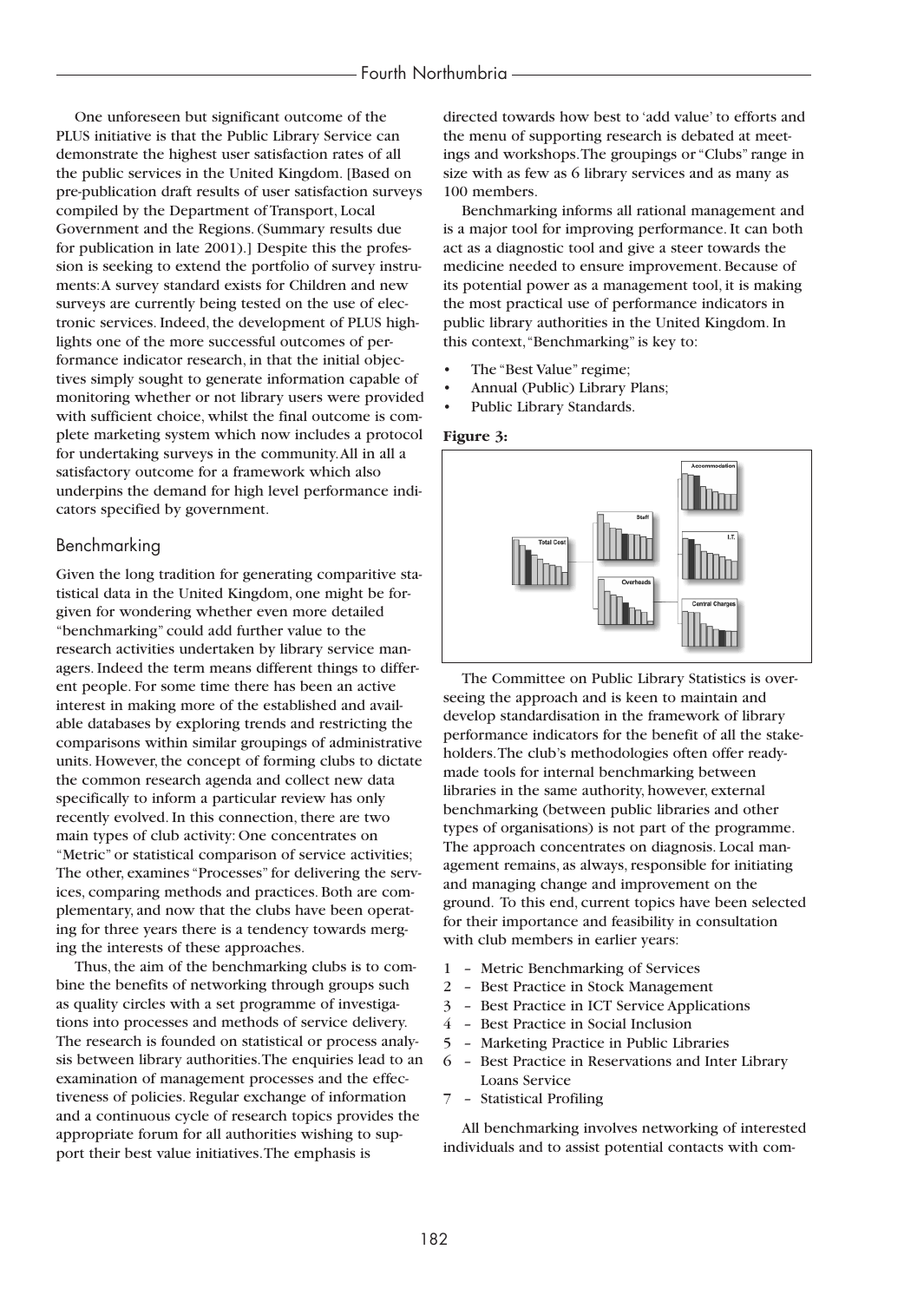One unforeseen but significant outcome of the PLUS initiative is that the Public Library Service can demonstrate the highest user satisfaction rates of all the public services in the United Kingdom. [Based on pre-publication draft results of user satisfaction surveys compiled by the Department of Transport, Local Government and the Regions. (Summary results due for publication in late 2001).] Despite this the profession is seeking to extend the portfolio of survey instruments: A survey standard exists for Children and new surveys are currently being tested on the use of electronic services. Indeed, the development of PLUS highlights one of the more successful outcomes of performance indicator research, in that the initial objectives simply sought to generate information capable of monitoring whether or not library users were provided with sufficient choice, whilst the final outcome is complete marketing system which now includes a protocol for undertaking surveys in the community. All in all a satisfactory outcome for a framework which also underpins the demand for high level performance indicators specified by government.

## Benchmarking

Given the long tradition for generating comparitive statistical data in the United Kingdom, one might be forgiven for wondering whether even more detailed "benchmarking" could add further value to the research activities undertaken by library service managers. Indeed the term means different things to different people. For some time there has been an active interest in making more of the established and available databases by exploring trends and restricting the comparisons within similar groupings of administrative units. However, the concept of forming clubs to dictate the common research agenda and collect new data specifically to inform a particular review has only recently evolved. In this connection, there are two main types of club activity: One concentrates on "Metric" or statistical comparison of service activities; The other, examines "Processes" for delivering the services, comparing methods and practices. Both are complementary, and now that the clubs have been operating for three years there is a tendency towards merging the interests of these approaches.

Thus, the aim of the benchmarking clubs is to combine the benefits of networking through groups such as quality circles with a set programme of investigations into processes and methods of service delivery. The research is founded on statistical or process analysis between library authorities. The enquiries lead to an examination of management processes and the effectiveness of policies. Regular exchange of information and a continuous cycle of research topics provides the appropriate forum for all authorities wishing to support their best value initiatives. The emphasis is directed towards how best to 'add value' to efforts and the menu of supporting research is debated at meetings and workshops. The groupings or "Clubs" range in size with as few as 6 library services and as many as 100 members.

Benchmarking informs all rational management and is a major tool for improving performance. It can both act as a diagnostic tool and give a steer towards the medicine needed to ensure improvement. Because of its potential power as a management tool, it is making the most practical use of performance indicators in public library authorities in the United Kingdom. In this context, "Benchmarking" is key to:

- The "Best Value" regime;
- Annual (Public) Library Plans;
- Public Library Standards.

**Figure 3:**

The Committee on Public Library Statistics is overseeing the approach and is keen to maintain and develop standardisation in the framework of library performance indicators for the benefit of all the stakeholders. The club's methodologies often offer ready-made tools for internal benchmarking between libraries in the same authority, however, external benchmarking (between public libraries and other types of organisations) is not part of the programme. The approach concentrates on diagnosis. Local management remains, as always, responsible for initiating and managing change and improvement on the ground. To this end, current topics have been selected for their importance and feasibility in consultation with club members in earlier years:

1 – Metric Benchmarking of Services
2 – Best Practice in Stock Management
3 – Best Practice in ICT Service Applications
4 – Best Practice in Social Inclusion
5 – Marketing Practice in Public Libraries
6 – Best Practice in Reservations and Inter Library Loans Service
7 – Statistical Profiling

All benchmarking involves networking of interested individuals and to assist potential contacts with com-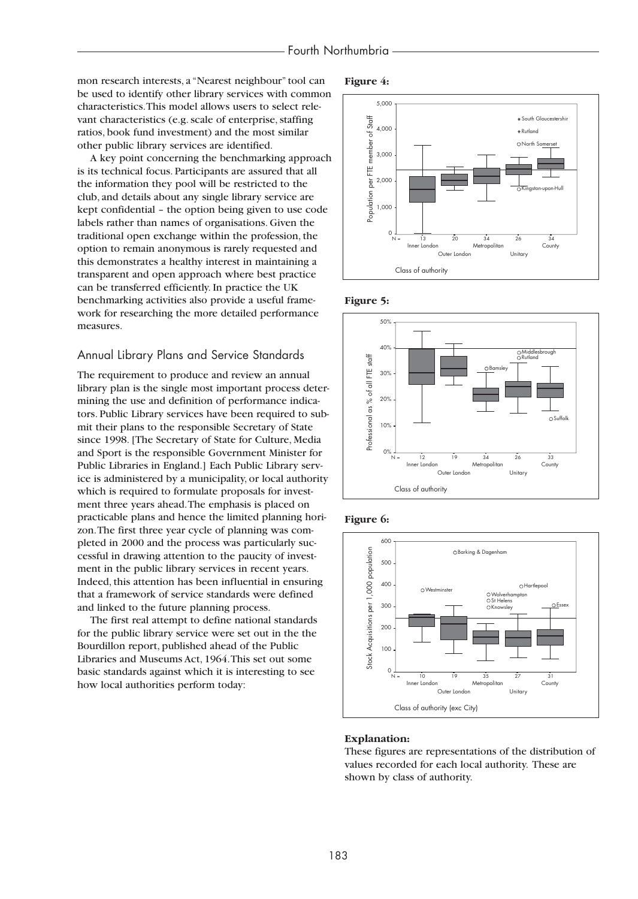mon research interests, a "Nearest neighbour" tool can be used to identify other library services with common characteristics. This model allows users to select relevant characteristics (e.g. scale of enterprise, staffing ratios, book fund investment) and the most similar other public library services are identified.

A key point concerning the benchmarking approach is its technical focus. Participants are assured that all the information they pool will be restricted to the club, and details about any single library service are kept confidential – the option being given to use code labels rather than names of organisations. Given the traditional open exchange within the profession, the option to remain anonymous is rarely requested and this demonstrates a healthy interest in maintaining a transparent and open approach where best practice can be transferred efficiently. In practice the UK benchmarking activities also provide a useful framework for researching the more detailed performance measures.

## Annual Library Plans and Service Standards

The requirement to produce and review an annual library plan is the single most important process determining the use and definition of performance indicators. Public Library services have been required to submit their plans to the responsible Secretary of State since 1998. [The Secretary of State for Culture, Media and Sport is the responsible Government Minister for Public Libraries in England.] Each Public Library service is administered by a municipality, or local authority which is required to formulate proposals for investment three years ahead. The emphasis is placed on practicable plans and hence the limited planning horizon. The first three year cycle of planning was completed in 2000 and the process was particularly successful in drawing attention to the paucity of investment in the public library services in recent years. Indeed, this attention has been influential in ensuring that a framework of service standards were defined and linked to the future planning process.

The first real attempt to define national standards for the public library service were set out in the the Bourdillon report, published ahead of the Public Libraries and Museums Act, 1964. This set out some basic standards against which it is interesting to see how local authorities perform today:

**Figure 4:**

**Figure 5:**

**Figure 6:**

**Explanation:**

These figures are representations of the distribution of values recorded for each local authority. These are shown by class of authority.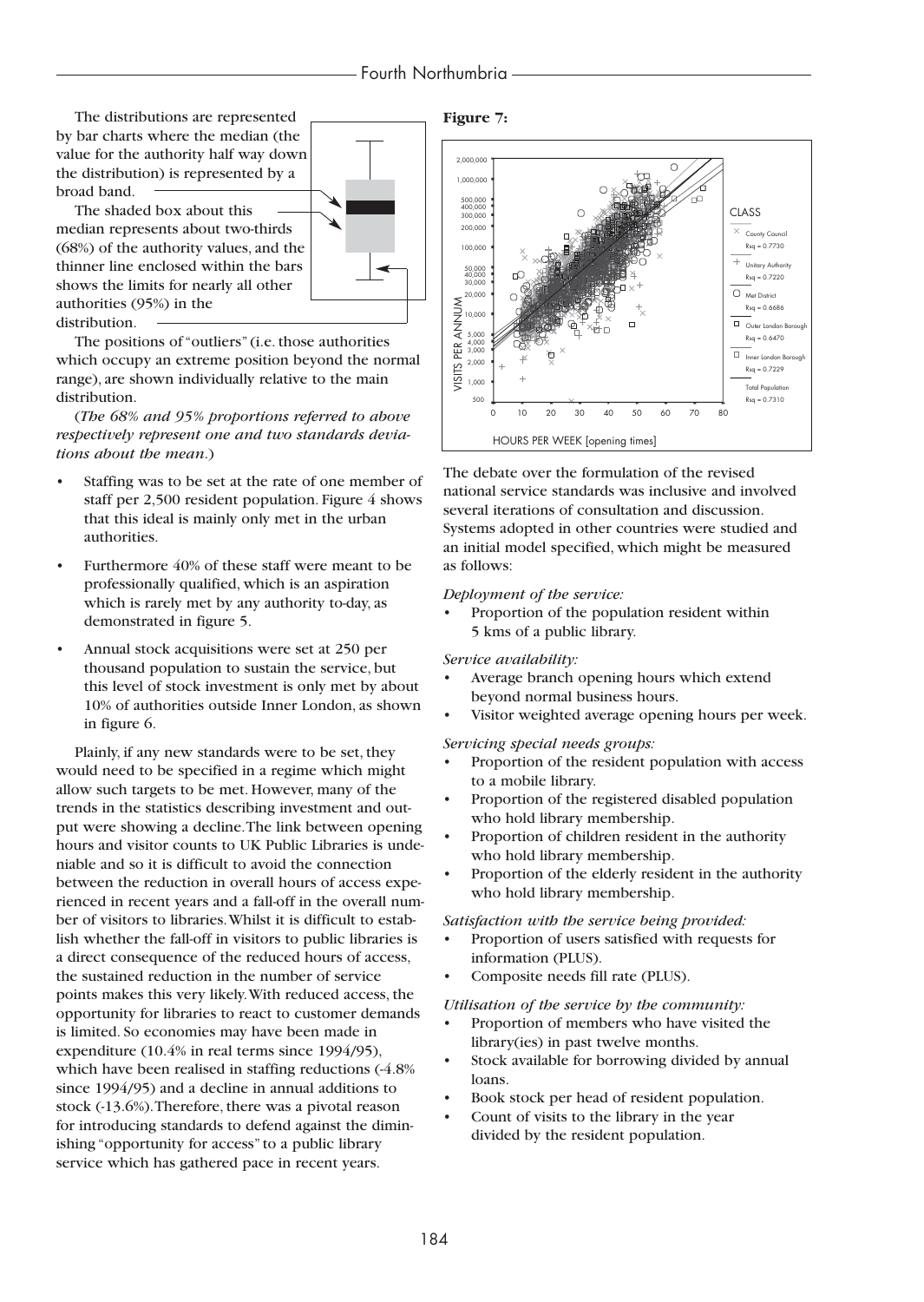The distributions are represented by bar charts where the median (the value for the authority half way down the distribution) is represented by a broad band.

The shaded box about this median represents about two-thirds (68%) of the authority values, and the thinner line enclosed within the bars shows the limits for nearly all other authorities (95%) in the distribution.

The positions of "outliers" (i.e. those authorities which occupy an extreme position beyond the normal range), are shown individually relative to the main distribution.

(*The 68% and 95% proportions referred to above respectively represent one and two standards deviations about the mean*.)

- Staffing was to be set at the rate of one member of staff per 2,500 resident population. Figure 4 shows that this ideal is mainly only met in the urban authorities.
- Furthermore 40% of these staff were meant to be professionally qualified, which is an aspiration which is rarely met by any authority to-day, as demonstrated in figure 5.
- Annual stock acquisitions were set at 250 per thousand population to sustain the service, but this level of stock investment is only met by about 10% of authorities outside Inner London, as shown in figure 6.

Plainly, if any new standards were to be set, they would need to be specified in a regime which might allow such targets to be met. However, many of the trends in the statistics describing investment and output were showing a decline. The link between opening hours and visitor counts to UK Public Libraries is undeniable and so it is difficult to avoid the connection between the reduction in overall hours of access experienced in recent years and a fall-off in the overall number of visitors to libraries. Whilst it is difficult to establish whether the fall-off in visitors to public libraries is a direct consequence of the reduced hours of access, the sustained reduction in the number of service points makes this very likely. With reduced access, the opportunity for libraries to react to customer demands is limited. So economies may have been made in expenditure (10.4% in real terms since 1994/95), which have been realised in staffing reductions (-4.8% since 1994/95) and a decline in annual additions to stock (-13.6%). Therefore, there was a pivotal reason for introducing standards to defend against the diminishing "opportunity for access" to a public library service which has gathered pace in recent years.

**Figure 7:**

The debate over the formulation of the revised national service standards was inclusive and involved several iterations of consultation and discussion. Systems adopted in other countries were studied and an initial model specified, which might be measured as follows:

*Deployment of the service:*

- Proportion of the population resident within 5 kms of a public library.

*Service availability:*

- Average branch opening hours which extend beyond normal business hours.
- Visitor weighted average opening hours per week.

*Servicing special needs groups:*

- Proportion of the resident population with access to a mobile library.
- Proportion of the registered disabled population who hold library membership.
- Proportion of children resident in the authority who hold library membership.
- Proportion of the elderly resident in the authority who hold library membership.

*Satisfaction with the service being provided:*

- Proportion of users satisfied with requests for information (PLUS).
- Composite needs fill rate (PLUS).

*Utilisation of the service by the community:*

- Proportion of members who have visited the library(ies) in past twelve months.
- Stock available for borrowing divided by annual loans.
- Book stock per head of resident population.
- Count of visits to the library in the year divided by the resident population.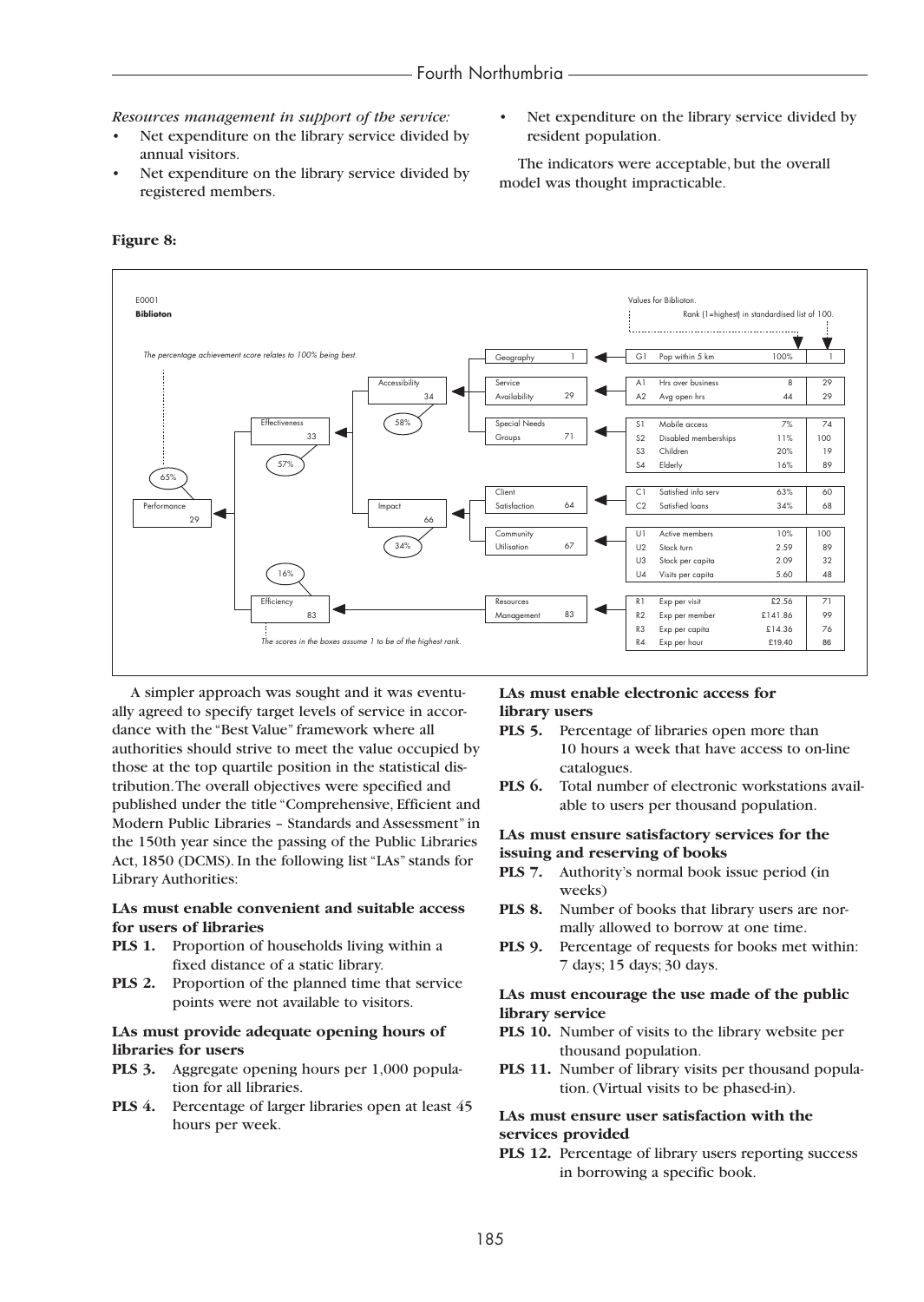*Resources management in support of the service:*

- Net expenditure on the library service divided by annual visitors.
- Net expenditure on the library service divided by registered members.
- Net expenditure on the library service divided by resident population.

The indicators were acceptable, but the overall model was thought impracticable.

**Figure 8:**

E0001
**Biblioton**

*The percentage achievement score relates to 100% being best.*

Values for Biblioton. Rank (1=highest) in standardised list of 100.

| Level 1 | Level 2 | Level 3 | Level 4 | Code | Indicator | Value | Rank |
|---|---|---|---|---|---|---|---|
| Performance 29 (65%) | Effectiveness 33 (57%) | Accessibility 34 (58%) | Geography 1 | G1 | Pop within 5 km | 100% | 1 |
| | | | Service Availability 29 | A1 | Hrs over business | 8 | 29 |
| | | | | A2 | Avg open hrs | 44 | 29 |
| | | | Special Needs Groups 71 | S1 | Mobile access | 7% | 74 |
| | | | | S2 | Disabled memberships | 11% | 100 |
| | | | | S3 | Children | 20% | 19 |
| | | | | S4 | Elderly | 16% | 89 |
| | | Impact 66 (34%) | Client Satisfaction 64 | C1 | Satisfied info serv | 63% | 60 |
| | | | | C2 | Satisfied loans | 34% | 68 |
| | | | Community Utilisation 67 | U1 | Active members | 10% | 100 |
| | | | | U2 | Stock turn | 2.59 | 89 |
| | | | | U3 | Stock per capita | 2.09 | 32 |
| | | | | U4 | Visits per capita | 5.60 | 48 |
| | Efficiency 83 (16%) | | Resources Management 83 | R1 | Exp per visit | £2.56 | 71 |
| | | | | R2 | Exp per member | £141.86 | 99 |
| | | | | R3 | Exp per capita | £14.36 | 76 |
| | | | | R4 | Exp per hour | £19.40 | 86 |

*The scores in the boxes assume 1 to be of the highest rank.*

A simpler approach was sought and it was eventually agreed to specify target levels of service in accordance with the "Best Value" framework where all authorities should strive to meet the value occupied by those at the top quartile position in the statistical distribution. The overall objectives were specified and published under the title "Comprehensive, Efficient and Modern Public Libraries – Standards and Assessment" in the 150th year since the passing of the Public Libraries Act, 1850 (DCMS). In the following list "LAs" stands for Library Authorities:

**LAs must enable convenient and suitable access for users of libraries**

- **PLS 1.** Proportion of households living within a fixed distance of a static library.
- **PLS 2.** Proportion of the planned time that service points were not available to visitors.

**LAs must provide adequate opening hours of libraries for users**

- **PLS 3.** Aggregate opening hours per 1,000 population for all libraries.
- **PLS 4.** Percentage of larger libraries open at least 45 hours per week.

**LAs must enable electronic access for library users**

- **PLS 5.** Percentage of libraries open more than 10 hours a week that have access to on-line catalogues.
- **PLS 6.** Total number of electronic workstations available to users per thousand population.

**LAs must ensure satisfactory services for the issuing and reserving of books**

- **PLS 7.** Authority's normal book issue period (in weeks)
- **PLS 8.** Number of books that library users are normally allowed to borrow at one time.
- **PLS 9.** Percentage of requests for books met within: 7 days; 15 days; 30 days.

**LAs must encourage the use made of the public library service**

- **PLS 10.** Number of visits to the library website per thousand population.
- **PLS 11.** Number of library visits per thousand population. (Virtual visits to be phased-in).

**LAs must ensure user satisfaction with the services provided**

- **PLS 12.** Percentage of library users reporting success in borrowing a specific book.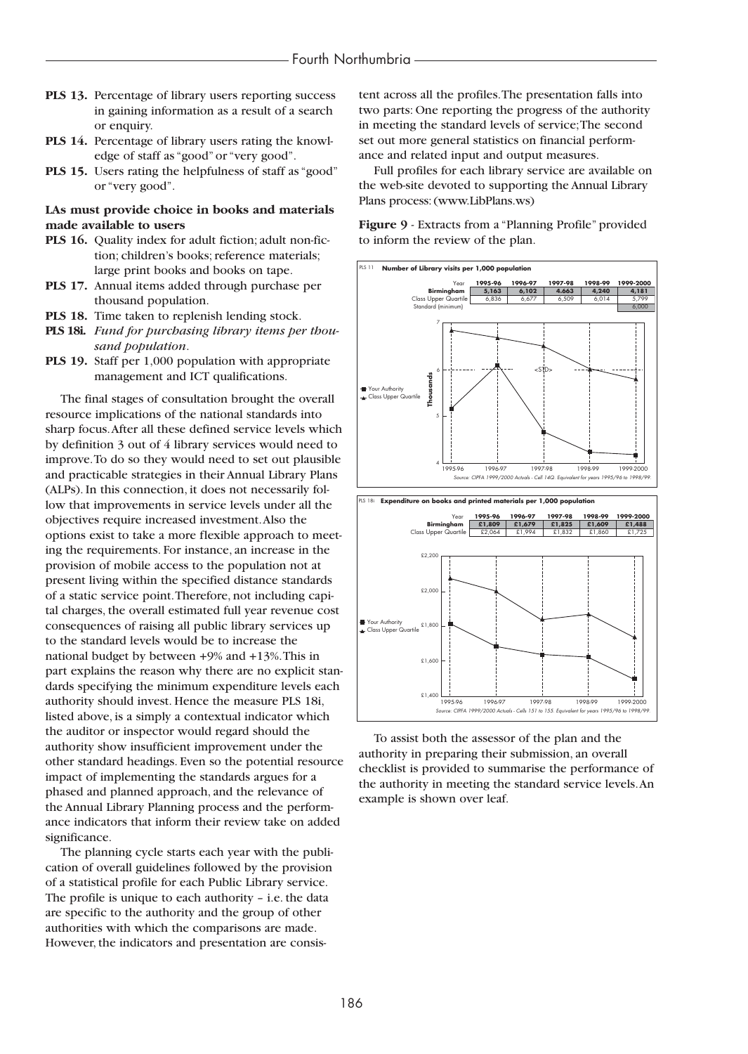- **PLS 13.** Percentage of library users reporting success in gaining information as a result of a search or enquiry.
- **PLS 14.** Percentage of library users rating the knowledge of staff as "good" or "very good".
- **PLS 15.** Users rating the helpfulness of staff as "good" or "very good".

**LAs must provide choice in books and materials made available to users**

- **PLS 16.** Quality index for adult fiction; adult non-fiction; children's books; reference materials; large print books and books on tape.
- **PLS 17.** Annual items added through purchase per thousand population.
- **PLS 18.** Time taken to replenish lending stock.
- **PLS 18i.** *Fund for purchasing library items per thousand population.*
- **PLS 19.** Staff per 1,000 population with appropriate management and ICT qualifications.

The final stages of consultation brought the overall resource implications of the national standards into sharp focus. After all these defined service levels which by definition 3 out of 4 library services would need to improve. To do so they would need to set out plausible and practicable strategies in their Annual Library Plans (ALPs). In this connection, it does not necessarily follow that improvements in service levels under all the objectives require increased investment. Also the options exist to take a more flexible approach to meeting the requirements. For instance, an increase in the provision of mobile access to the population not at present living within the specified distance standards of a static service point. Therefore, not including capital charges, the overall estimated full year revenue cost consequences of raising all public library services up to the standard levels would be to increase the national budget by between +9% and +13%. This in part explains the reason why there are no explicit standards specifying the minimum expenditure levels each authority should invest. Hence the measure PLS 18i, listed above, is a simply a contextual indicator which the auditor or inspector would regard should the authority show insufficient improvement under the other standard headings. Even so the potential resource impact of implementing the standards argues for a phased and planned approach, and the relevance of the Annual Library Planning process and the performance indicators that inform their review take on added significance.

The planning cycle starts each year with the publication of overall guidelines followed by the provision of a statistical profile for each Public Library service. The profile is unique to each authority – i.e. the data are specific to the authority and the group of other authorities with which the comparisons are made. However, the indicators and presentation are consistent across all the profiles. The presentation falls into two parts: One reporting the progress of the authority in meeting the standard levels of service; The second set out more general statistics on financial performance and related input and output measures.

Full profiles for each library service are available on the web-site devoted to supporting the Annual Library Plans process: (www.LibPlans.ws)

**Figure 9** - Extracts from a "Planning Profile" provided to inform the review of the plan.

PLS 11 **Number of Library visits per 1,000 population**

| Year | 1995-96 | 1996-97 | 1997-98 | 1998-99 | 1999-2000 |
|---|---|---|---|---|---|
| **Birmingham** | **5,163** | **6,102** | **4,663** | **4,240** | **4,181** |
| Class Upper Quartile | 6,836 | 6,677 | 6,509 | 6,014 | 5,799 |
| Standard (minimum) | | | | | 6,000 |

*Source: CIPFA 1999/2000 Actuals - Cell 14Q. Equivalent for years 1995/96 to 1998/99.*

PLS 18i **Expenditure on books and printed materials per 1,000 population**

| Year | 1995-96 | 1996-97 | 1997-98 | 1998-99 | 1999-2000 |
|---|---|---|---|---|---|
| **Birmingham** | **£1,809** | **£1,679** | **£1,825** | **£1,609** | **£1,488** |
| Class Upper Quartile | £2,064 | £1,994 | £1,832 | £1,860 | £1,725 |

*Source: CIPFA 1999/2000 Actuals - Cells 151 to 155. Equivalent for years 1995/96 to 1998/99.*

To assist both the assessor of the plan and the authority in preparing their submission, an overall checklist is provided to summarise the performance of the authority in meeting the standard service levels. An example is shown over leaf.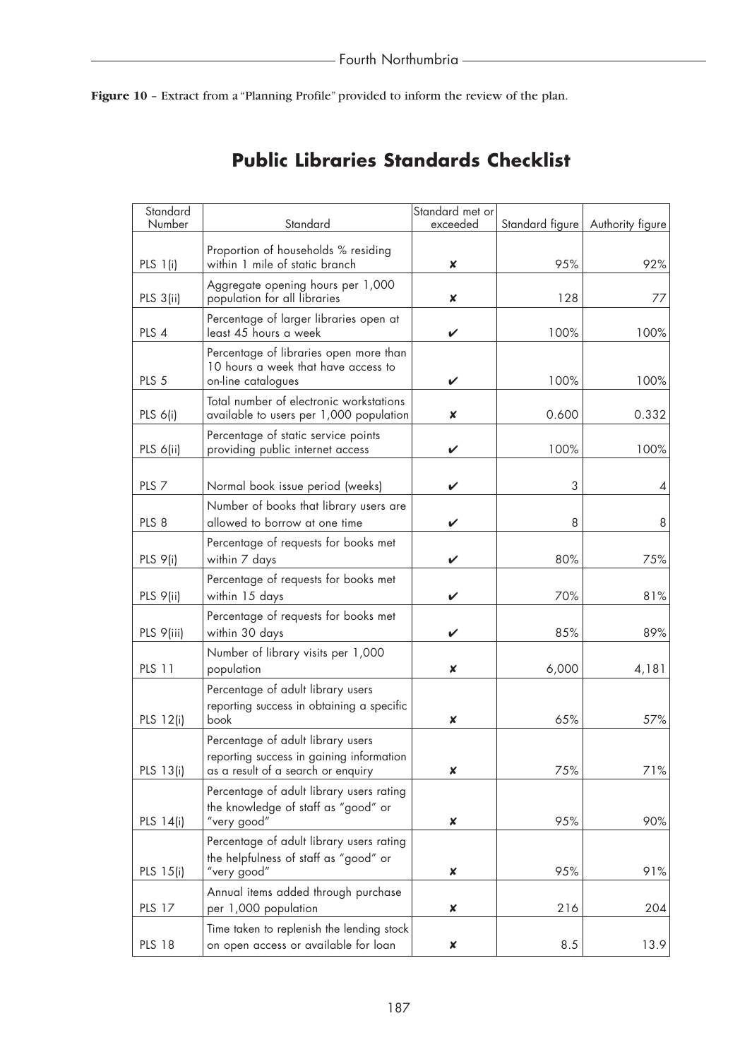**Figure 10** – Extract from a "Planning Profile" provided to inform the review of the plan.

## Public Libraries Standards Checklist

| Standard Number | Standard | Standard met or exceeded | Standard figure | Authority figure |
|---|---|---|---|---|
| PLS 1(i) | Proportion of households % residing within 1 mile of static branch | ✘ | 95% | 92% |
| PLS 3(ii) | Aggregate opening hours per 1,000 population for all libraries | ✘ | 128 | 77 |
| PLS 4 | Percentage of larger libraries open at least 45 hours a week | ✔ | 100% | 100% |
| PLS 5 | Percentage of libraries open more than 10 hours a week that have access to on-line catalogues | ✔ | 100% | 100% |
| PLS 6(i) | Total number of electronic workstations available to users per 1,000 population | ✘ | 0.600 | 0.332 |
| PLS 6(ii) | Percentage of static service points providing public internet access | ✔ | 100% | 100% |
| PLS 7 | Normal book issue period (weeks) | ✔ | 3 | 4 |
| PLS 8 | Number of books that library users are allowed to borrow at one time | ✔ | 8 | 8 |
| PLS 9(i) | Percentage of requests for books met within 7 days | ✔ | 80% | 75% |
| PLS 9(ii) | Percentage of requests for books met within 15 days | ✔ | 70% | 81% |
| PLS 9(iii) | Percentage of requests for books met within 30 days | ✔ | 85% | 89% |
| PLS 11 | Number of library visits per 1,000 population | ✘ | 6,000 | 4,181 |
| PLS 12(i) | Percentage of adult library users reporting success in obtaining a specific book | ✘ | 65% | 57% |
| PLS 13(i) | Percentage of adult library users reporting success in gaining information as a result of a search or enquiry | ✘ | 75% | 71% |
| PLS 14(i) | Percentage of adult library users rating the knowledge of staff as "good" or "very good" | ✘ | 95% | 90% |
| PLS 15(i) | Percentage of adult library users rating the helpfulness of staff as "good" or "very good" | ✘ | 95% | 91% |
| PLS 17 | Annual items added through purchase per 1,000 population | ✘ | 216 | 204 |
| PLS 18 | Time taken to replenish the lending stock on open access or available for loan | ✘ | 8.5 | 13.9 |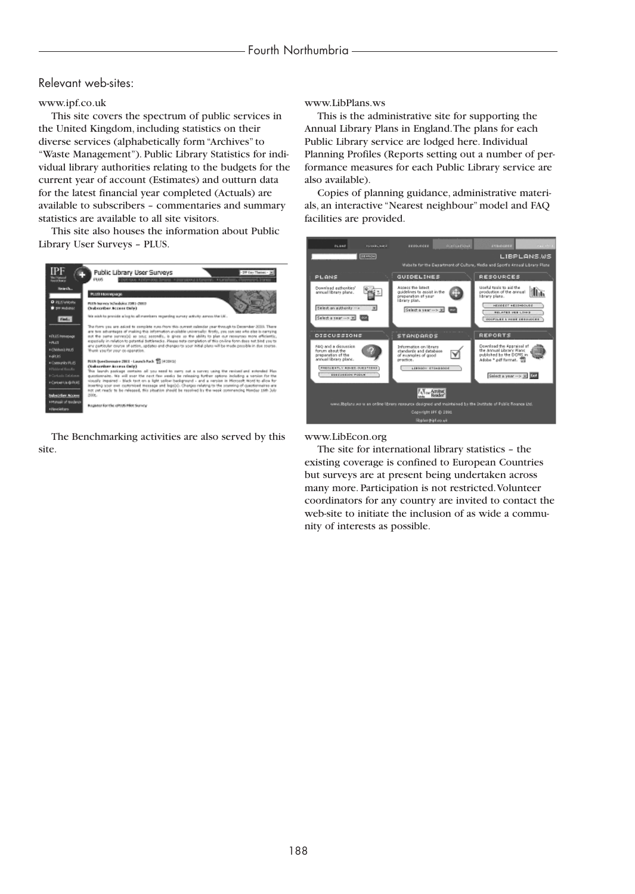## Relevant web-sites:

www.ipf.co.uk

This site covers the spectrum of public services in the United Kingdom, including statistics on their diverse services (alphabetically form "Archives" to "Waste Management"). Public Library Statistics for individual library authorities relating to the budgets for the current year of account (Estimates) and outturn data for the latest financial year completed (Actuals) are available to subscribers – commentaries and summary statistics are available to all site visitors.

This site also houses the information about Public Library User Surveys – PLUS.

The Benchmarking activities are also served by this site.

www.LibPlans.ws

This is the administrative site for supporting the Annual Library Plans in England. The plans for each Public Library service are lodged here. Individual Planning Profiles (Reports setting out a number of performance measures for each Public Library service are also available).

Copies of planning guidance, administrative materials, an interactive "Nearest neighbour" model and FAQ facilities are provided.

www.LibEcon.org

The site for international library statistics – the existing coverage is confined to European Countries but surveys are at present being undertaken across many more. Participation is not restricted. Volunteer coordinators for any country are invited to contact the web-site to initiate the inclusion of as wide a community of interests as possible.